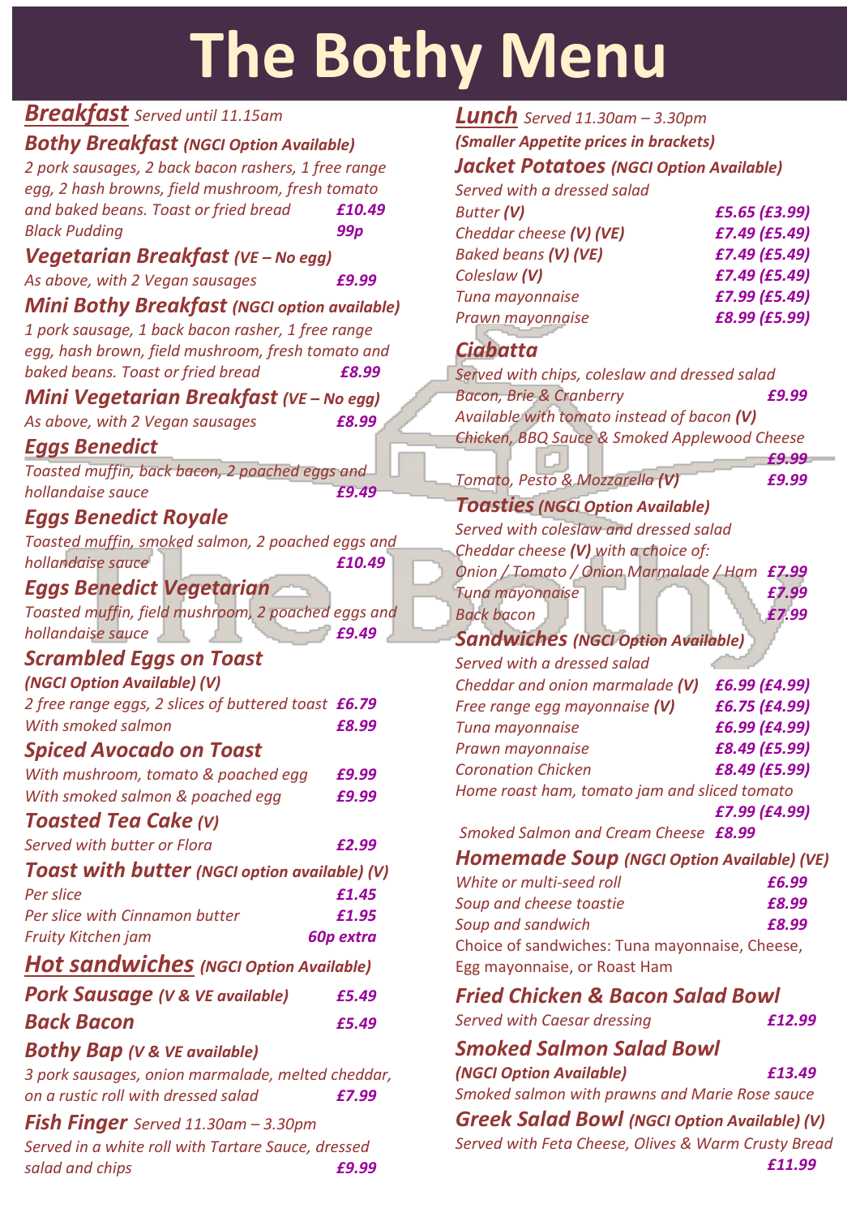# The Bothy Menu

## Breakfast *Served until 11.15am*

### Bothy Breakfast *(NGCI Option Available)*

*2 pork sausages, 2 back bacon rashers, 1 free range egg, 2 hash browns, field mushroom, fresh tomato and baked beans. Toast or fried bread* **£10.49**

*Black Pudding* **99p**

### Vegetarian Breakfast *(VE – No egg)*

*As above, with 2 Vegan sausages* **£9.99**

### Mini Bothy Breakfast *(NGCI option available)*

*1 pork sausage, 1 back bacon rasher, 1 free range egg, hash brown, field mushroom, fresh tomato and baked beans. Toast or fried bread* **£8.99**

### Mini Vegetarian Breakfast *(VE – No egg)*

*As above, with 2 Vegan sausages* **£8.99**

### Eggs Benedict

*Toasted muffin, back bacon, 2 poached eggs and hollandaise sauce* **£9.49**

### Eggs Benedict Royale

*Toasted muffin, smoked salmon, 2 poached eggs and hollandaise sauce* **£10.49**

### Eggs Benedict Vegetarian

*Toasted muffin, field mushroom, 2 poached eggs and hollandaise sauce* **£9.49**

### Scrambled Eggs on Toast *(NGCI Option Available) (V)*

*2 free range eggs, 2 slices of buttered toast* **£6.79**

*With smoked salmon* **£8.99**

### Spiced Avocado on Toast

*With mushroom, tomato & poached egg* **£9.99**

*With smoked salmon & poached egg* **£9.99**

### Toasted Tea Cake *(V)*

*Served with butter or Flora* **£2.99**

### Toast with butter *(NGCI option available) (V)*

*Per slice* **£1.45**

*Per slice with Cinnamon butter* **£1.95**

*Fruity Kitchen jam* **60p extra**

## Hot sandwiches *(NGCI Option Available)*

### Pork Sausage *(V & VE available)* **£5.49**

### Back Bacon **£5.49**

### Bothy Bap *(V & VE available)*

*3 pork sausages, onion marmalade, melted cheddar, on a rustic roll with dressed salad* **£7.99**

### Fish Finger *Served 11.30am – 3.30pm*

*Served in a white roll with Tartare Sauce, dressed salad and chips* **£9.99**

## Lunch *Served 11.30am – 3.30pm*

*(Smaller Appetite prices in brackets)*

### Jacket Potatoes *(NGCI Option Available)*

*Served with a dressed salad*

| Item | Price |
|---|---|
| *Butter* **(V)** | **£5.65 (£3.99)** |
| *Cheddar cheese* **(V) (VE)** | **£7.49 (£5.49)** |
| *Baked beans* **(V) (VE)** | **£7.49 (£5.49)** |
| *Coleslaw* **(V)** | **£7.49 (£5.49)** |
| *Tuna mayonnaise* | **£7.99 (£5.49)** |
| *Prawn mayonnaise* | **£8.99 (£5.99)** |

### Ciabatta

*Served with chips, coleslaw and dressed salad*

*Bacon, Brie & Cranberry* **£9.99**

*Available with tomato instead of bacon* **(V)**

*Chicken, BBQ Sauce & Smoked Applewood Cheese* **£9.99**

*Tomato, Pesto & Mozzarella* **(V)** **£9.99**

### Toasties *(NGCI Option Available)*

*Served with coleslaw and dressed salad*

*Cheddar cheese* **(V)** *with a choice of:*

*Onion / Tomato / Onion Marmalade / Ham* **£7.99**

*Tuna mayonnaise* **£7.99**

*Back bacon* **£7.99**

### Sandwiches *(NGCI Option Available)*

*Served with a dressed salad*

| Item | Price |
|---|---|
| *Cheddar and onion marmalade* **(V)** | **£6.99 (£4.99)** |
| *Free range egg mayonnaise* **(V)** | **£6.75 (£4.99)** |
| *Tuna mayonnaise* | **£6.99 (£4.99)** |
| *Prawn mayonnaise* | **£8.49 (£5.99)** |
| *Coronation Chicken* | **£8.49 (£5.99)** |
| *Home roast ham, tomato jam and sliced tomato* | **£7.99 (£4.99)** |
| *Smoked Salmon and Cream Cheese* | **£8.99** |

### Homemade Soup *(NGCI Option Available) (VE)*

*White or multi-seed roll* **£6.99**

*Soup and cheese toastie* **£8.99**

*Soup and sandwich* **£8.99**

Choice of sandwiches: Tuna mayonnaise, Cheese, Egg mayonnaise, or Roast Ham

### Fried Chicken & Bacon Salad Bowl

*Served with Caesar dressing* **£12.99**

### Smoked Salmon Salad Bowl

*(NGCI Option Available)* **£13.49**

*Smoked salmon with prawns and Marie Rose sauce*

### Greek Salad Bowl *(NGCI Option Available) (V)*

*Served with Feta Cheese, Olives & Warm Crusty Bread* **£11.99**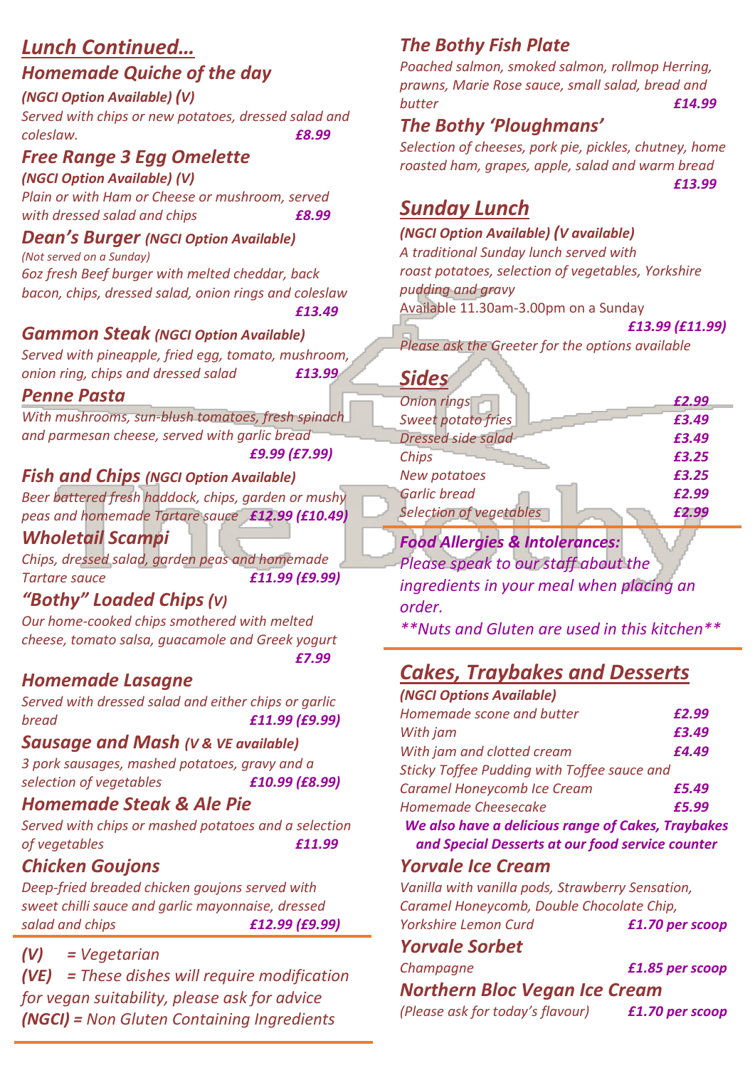## *Lunch Continued…*

### *Homemade Quiche of the day*

***(NGCI Option Available) (V)***

*Served with chips or new potatoes, dressed salad and coleslaw.* ***£8.99***

### *Free Range 3 Egg Omelette*

***(NGCI Option Available) (V)***

*Plain or with Ham or Cheese or mushroom, served with dressed salad and chips* ***£8.99***

### *Dean's Burger (NGCI Option Available)*

*(Not served on a Sunday)*

*6oz fresh Beef burger with melted cheddar, back bacon, chips, dressed salad, onion rings and coleslaw* ***£13.49***

### *Gammon Steak (NGCI Option Available)*

*Served with pineapple, fried egg, tomato, mushroom, onion ring, chips and dressed salad* ***£13.99***

### *Penne Pasta*

*With mushrooms, sun-blush tomatoes, fresh spinach and parmesan cheese, served with garlic bread* ***£9.99 (£7.99)***

### *Fish and Chips (NGCI Option Available)*

*Beer battered fresh haddock, chips, garden or mushy peas and homemade Tartare sauce* ***£12.99 (£10.49)***

### *Wholetail Scampi*

*Chips, dressed salad, garden peas and homemade Tartare sauce* ***£11.99 (£9.99)***

### *"Bothy" Loaded Chips (V)*

*Our home-cooked chips smothered with melted cheese, tomato salsa, guacamole and Greek yogurt* ***£7.99***

### *Homemade Lasagne*

*Served with dressed salad and either chips or garlic bread* ***£11.99 (£9.99)***

### *Sausage and Mash (V & VE available)*

*3 pork sausages, mashed potatoes, gravy and a selection of vegetables* ***£10.99 (£8.99)***

### *Homemade Steak & Ale Pie*

*Served with chips or mashed potatoes and a selection of vegetables* ***£11.99***

### *Chicken Goujons*

*Deep-fried breaded chicken goujons served with sweet chilli sauce and garlic mayonnaise, dressed salad and chips* ***£12.99 (£9.99)***

***(V)*** *= Vegetarian*

***(VE)*** *= These dishes will require modification for vegan suitability, please ask for advice*

***(NGCI)*** *= Non Gluten Containing Ingredients*

### *The Bothy Fish Plate*

*Poached salmon, smoked salmon, rollmop Herring, prawns, Marie Rose sauce, small salad, bread and butter* ***£14.99***

### *The Bothy 'Ploughmans'*

*Selection of cheeses, pork pie, pickles, chutney, home roasted ham, grapes, apple, salad and warm bread* ***£13.99***

## *Sunday Lunch*

***(NGCI Option Available) (V available)***

*A traditional Sunday lunch served with roast potatoes, selection of vegetables, Yorkshire pudding and gravy*

*Available 11.30am-3.00pm on a Sunday* ***£13.99 (£11.99)***

*Please ask the Greeter for the options available*

## *Sides*

| | |
|---|---|
| *Onion rings* | ***£2.99*** |
| *Sweet potato fries* | ***£3.49*** |
| *Dressed side salad* | ***£3.49*** |
| *Chips* | ***£3.25*** |
| *New potatoes* | ***£3.25*** |
| *Garlic bread* | ***£2.99*** |
| *Selection of vegetables* | ***£2.99*** |

***Food Allergies & Intolerances:***

*Please speak to our staff about the ingredients in your meal when placing an order.*

*\*\*Nuts and Gluten are used in this kitchen\*\**

## *Cakes, Traybakes and Desserts*

***(NGCI Options Available)***

| | |
|---|---|
| *Homemade scone and butter* | ***£2.99*** |
| *With jam* | ***£3.49*** |
| *With jam and clotted cream* | ***£4.49*** |
| *Sticky Toffee Pudding with Toffee sauce and Caramel Honeycomb Ice Cream* | ***£5.49*** |
| *Homemade Cheesecake* | ***£5.99*** |

***We also have a delicious range of Cakes, Traybakes and Special Desserts at our food service counter***

### *Yorvale Ice Cream*

*Vanilla with vanilla pods, Strawberry Sensation, Caramel Honeycomb, Double Chocolate Chip, Yorkshire Lemon Curd* ***£1.70 per scoop***

### *Yorvale Sorbet*

*Champagne* ***£1.85 per scoop***

### *Northern Bloc Vegan Ice Cream*

*(Please ask for today's flavour)* ***£1.70 per scoop***